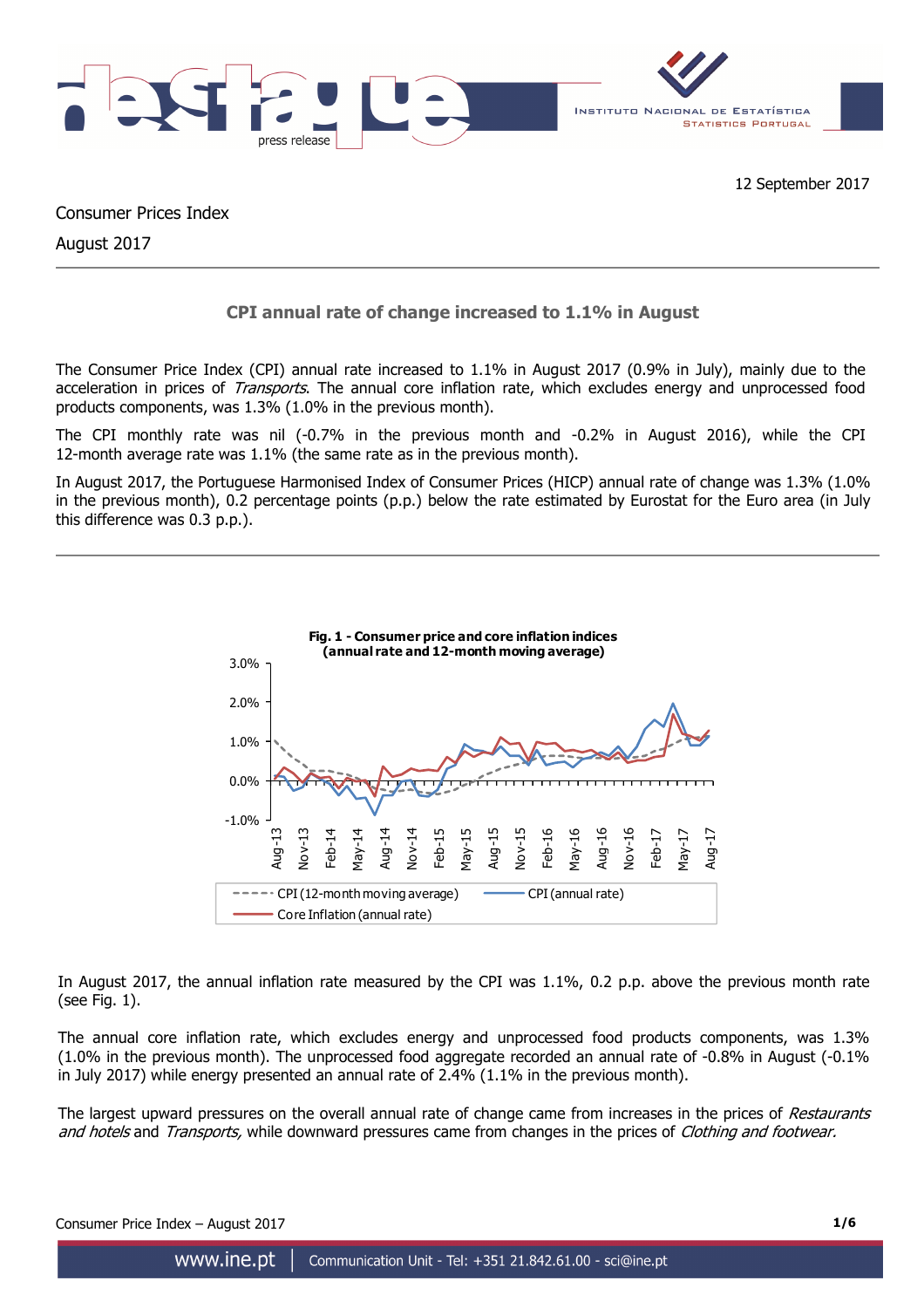12 September 2017

Consumer Prices Index

August 2017

## CPI annual rate of change increased to 1.1% in August

The Consumer Price Index (CPI) annual rate increased to 1.1% in August 2017 (0.9% in July), mainly due to the acceleration in prices of *Transports*. The annual core inflation rate, which excludes energy and unprocessed food products components, was 1.3% (1.0% in the previous month).

The CPI monthly rate was nil (-0.7% in the previous month and -0.2% in August 2016), while the CPI 12-month average rate was 1.1% (the same rate as in the previous month).

In August 2017, the Portuguese Harmonised Index of Consumer Prices (HICP) annual rate of change was 1.3% (1.0% in the previous month), 0.2 percentage points (p.p.) below the rate estimated by Eurostat for the Euro area (in July this difference was 0.3 p.p.).

**Fig. 1 - Consumer price and core inflation indices (annual rate and 12-month moving average)**

In August 2017, the annual inflation rate measured by the CPI was 1.1%, 0.2 p.p. above the previous month rate (see Fig. 1).

The annual core inflation rate, which excludes energy and unprocessed food products components, was 1.3% (1.0% in the previous month). The unprocessed food aggregate recorded an annual rate of -0.8% in August (-0.1% in July 2017) while energy presented an annual rate of 2.4% (1.1% in the previous month).

The largest upward pressures on the overall annual rate of change came from increases in the prices of *Restaurants and hotels* and *Transports,* while downward pressures came from changes in the prices of *Clothing and footwear.*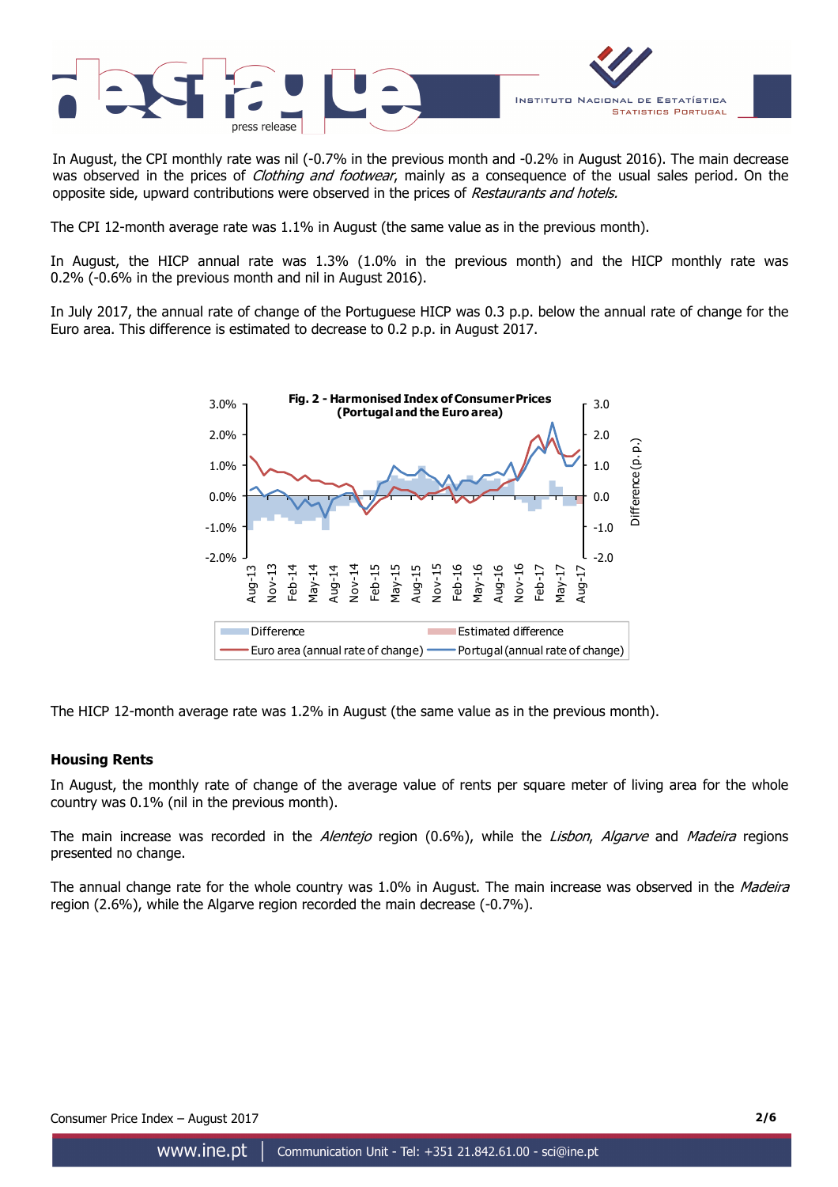In August, the CPI monthly rate was nil (-0.7% in the previous month and -0.2% in August 2016). The main decrease was observed in the prices of *Clothing and footwear*, mainly as a consequence of the usual sales period. On the opposite side, upward contributions were observed in the prices of *Restaurants and hotels.*

The CPI 12-month average rate was 1.1% in August (the same value as in the previous month).

In August, the HICP annual rate was 1.3% (1.0% in the previous month) and the HICP monthly rate was 0.2% (-0.6% in the previous month and nil in August 2016).

In July 2017, the annual rate of change of the Portuguese HICP was 0.3 p.p. below the annual rate of change for the Euro area. This difference is estimated to decrease to 0.2 p.p. in August 2017.

**Fig. 2 - Harmonised Index of Consumer Prices (Portugal and the Euro area)**

The HICP 12-month average rate was 1.2% in August (the same value as in the previous month).

### Housing Rents

In August, the monthly rate of change of the average value of rents per square meter of living area for the whole country was 0.1% (nil in the previous month).

The main increase was recorded in the *Alentejo* region (0.6%), while the *Lisbon*, *Algarve* and *Madeira* regions presented no change.

The annual change rate for the whole country was 1.0% in August. The main increase was observed in the *Madeira* region (2.6%), while the Algarve region recorded the main decrease (-0.7%).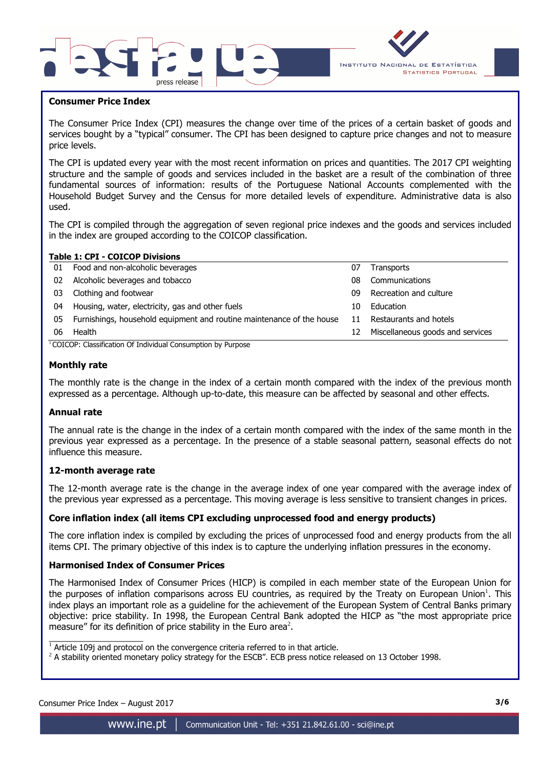## Consumer Price Index

The Consumer Price Index (CPI) measures the change over time of the prices of a certain basket of goods and services bought by a "typical" consumer. The CPI has been designed to capture price changes and not to measure price levels.

The CPI is updated every year with the most recent information on prices and quantities. The 2017 CPI weighting structure and the sample of goods and services included in the basket are a result of the combination of three fundamental sources of information: results of the Portuguese National Accounts complemented with the Household Budget Survey and the Census for more detailed levels of expenditure. Administrative data is also used.

The CPI is compiled through the aggregation of seven regional price indexes and the goods and services included in the index are grouped according to the COICOP classification.

**Table 1: CPI - COICOP Divisions**

| | | | |
|---|---|---|---|
| 01 | Food and non-alcoholic beverages | 07 | Transports |
| 02 | Alcoholic beverages and tobacco | 08 | Communications |
| 03 | Clothing and footwear | 09 | Recreation and culture |
| 04 | Housing, water, electricity, gas and other fuels | 10 | Education |
| 05 | Furnishings, household equipment and routine maintenance of the house | 11 | Restaurants and hotels |
| 06 | Health | 12 | Miscellaneous goods and services |

[1] COICOP: Classification Of Individual Consumption by Purpose

### Monthly rate

The monthly rate is the change in the index of a certain month compared with the index of the previous month expressed as a percentage. Although up-to-date, this measure can be affected by seasonal and other effects.

### Annual rate

The annual rate is the change in the index of a certain month compared with the index of the same month in the previous year expressed as a percentage. In the presence of a stable seasonal pattern, seasonal effects do not influence this measure.

### 12-month average rate

The 12-month average rate is the change in the average index of one year compared with the average index of the previous year expressed as a percentage. This moving average is less sensitive to transient changes in prices.

### Core inflation index (all items CPI excluding unprocessed food and energy products)

The core inflation index is compiled by excluding the prices of unprocessed food and energy products from the all items CPI. The primary objective of this index is to capture the underlying inflation pressures in the economy.

### Harmonised Index of Consumer Prices

The Harmonised Index of Consumer Prices (HICP) is compiled in each member state of the European Union for the purposes of inflation comparisons across EU countries, as required by the Treaty on European Union[1]. This index plays an important role as a guideline for the achievement of the European System of Central Banks primary objective: price stability. In 1998, the European Central Bank adopted the HICP as "the most appropriate price measure" for its definition of price stability in the Euro area[2].

[1] Article 109j and protocol on the convergence criteria referred to in that article.
[2] A stability oriented monetary policy strategy for the ESCB". ECB press notice released on 13 October 1998.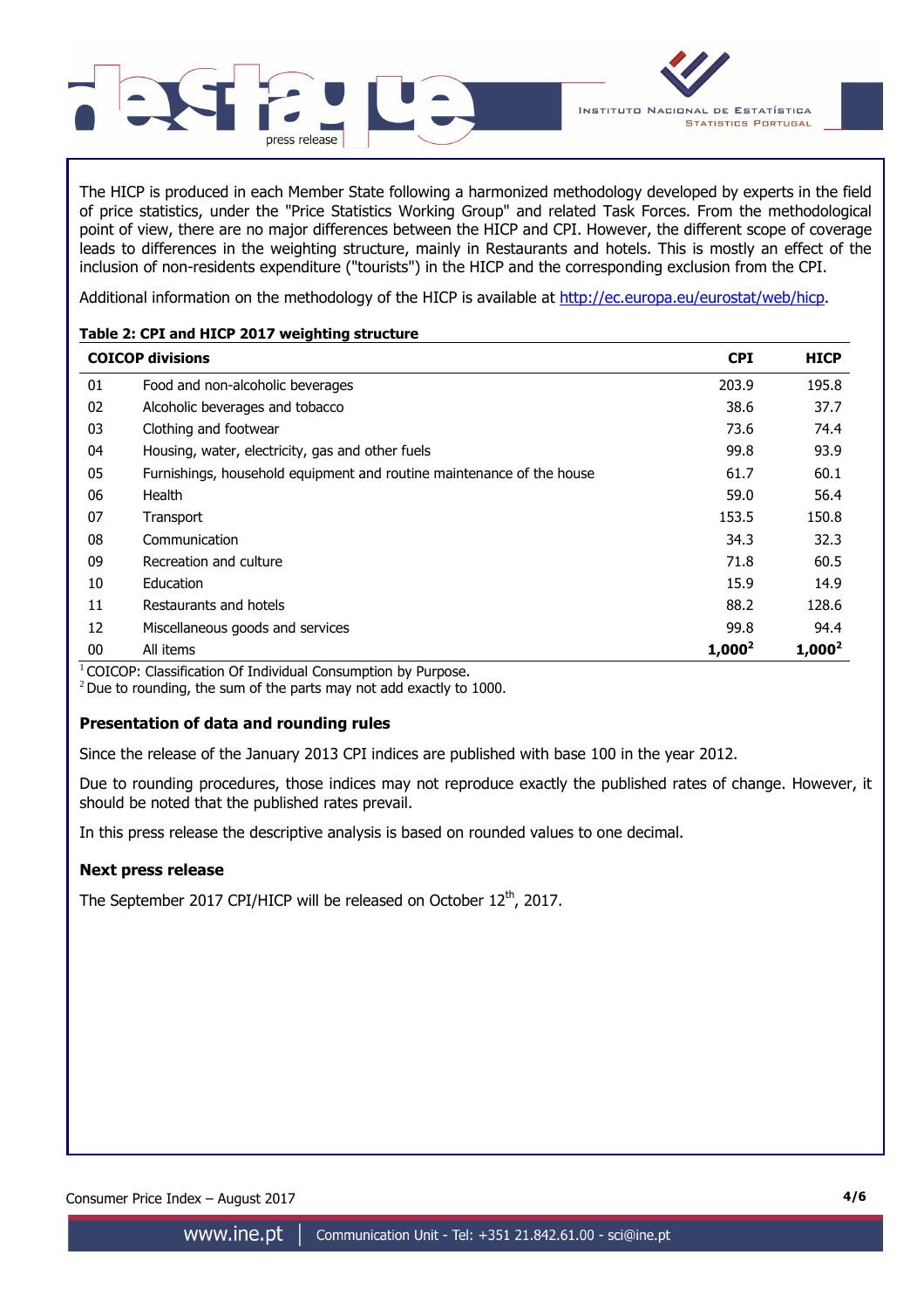The HICP is produced in each Member State following a harmonized methodology developed by experts in the field of price statistics, under the "Price Statistics Working Group" and related Task Forces. From the methodological point of view, there are no major differences between the HICP and CPI. However, the different scope of coverage leads to differences in the weighting structure, mainly in Restaurants and hotels. This is mostly an effect of the inclusion of non-residents expenditure ("tourists") in the HICP and the corresponding exclusion from the CPI.

Additional information on the methodology of the HICP is available at http://ec.europa.eu/eurostat/web/hicp.

**Table 2: CPI and HICP 2017 weighting structure**

| COICOP divisions | | CPI | HICP |
|---|---|---|---|
| 01 | Food and non-alcoholic beverages | 203.9 | 195.8 |
| 02 | Alcoholic beverages and tobacco | 38.6 | 37.7 |
| 03 | Clothing and footwear | 73.6 | 74.4 |
| 04 | Housing, water, electricity, gas and other fuels | 99.8 | 93.9 |
| 05 | Furnishings, household equipment and routine maintenance of the house | 61.7 | 60.1 |
| 06 | Health | 59.0 | 56.4 |
| 07 | Transport | 153.5 | 150.8 |
| 08 | Communication | 34.3 | 32.3 |
| 09 | Recreation and culture | 71.8 | 60.5 |
| 10 | Education | 15.9 | 14.9 |
| 11 | Restaurants and hotels | 88.2 | 128.6 |
| 12 | Miscellaneous goods and services | 99.8 | 94.4 |
| 00 | All items | **1,000**[2] | **1,000**[2] |

[1] COICOP: Classification Of Individual Consumption by Purpose.
[2] Due to rounding, the sum of the parts may not add exactly to 1000.

### Presentation of data and rounding rules

Since the release of the January 2013 CPI indices are published with base 100 in the year 2012.

Due to rounding procedures, those indices may not reproduce exactly the published rates of change. However, it should be noted that the published rates prevail.

In this press release the descriptive analysis is based on rounded values to one decimal.

### Next press release

The September 2017 CPI/HICP will be released on October 12th, 2017.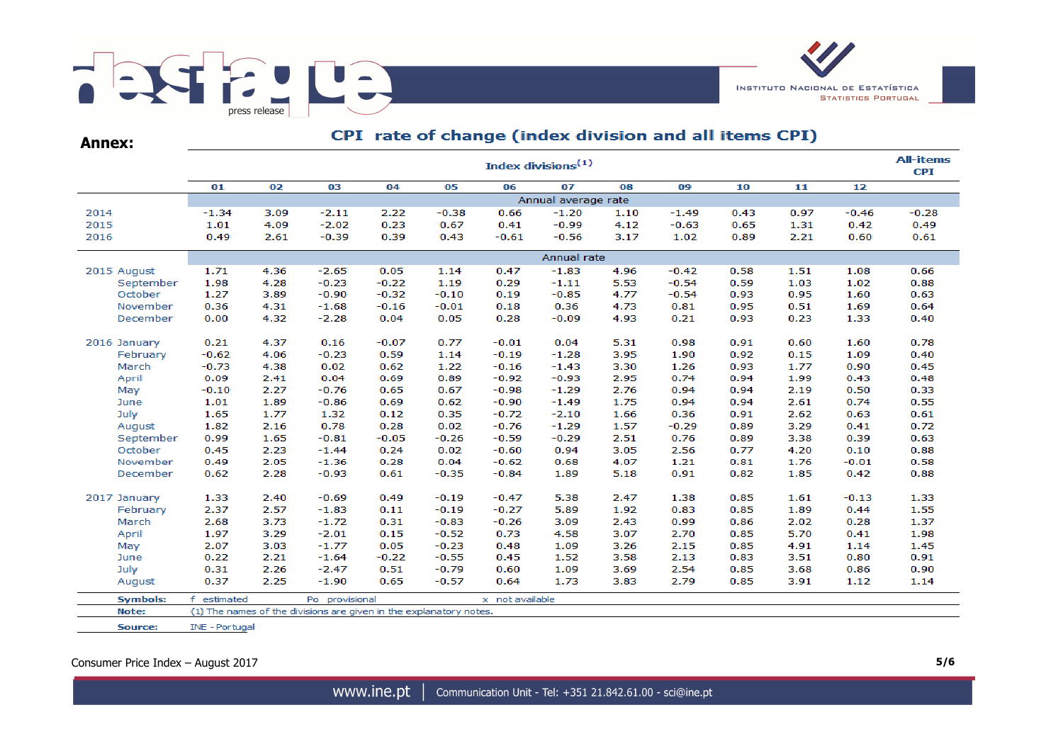**Annex:**

## CPI rate of change (index division and all items CPI)

| | Index divisions[1] | | | | | | | | | | | | All-items CPI |
|---|---|---|---|---|---|---|---|---|---|---|---|---|---|
| | 01 | 02 | 03 | 04 | 05 | 06 | 07 | 08 | 09 | 10 | 11 | 12 | |
| | Annual average rate | | | | | | | | | | | | |
| 2014 | -1.34 | 3.09 | -2.11 | 2.22 | -0.38 | 0.66 | -1.20 | 1.10 | -1.49 | 0.43 | 0.97 | -0.46 | -0.28 |
| 2015 | 1.01 | 4.09 | -2.02 | 0.23 | 0.67 | 0.41 | -0.99 | 4.12 | -0.63 | 0.65 | 1.31 | 0.42 | 0.49 |
| 2016 | 0.49 | 2.61 | -0.39 | 0.39 | 0.43 | -0.61 | -0.56 | 3.17 | 1.02 | 0.89 | 2.21 | 0.60 | 0.61 |
| | Annual rate | | | | | | | | | | | | |
| 2015 August | 1.71 | 4.36 | -2.65 | 0.05 | 1.14 | 0.47 | -1.83 | 4.96 | -0.42 | 0.58 | 1.51 | 1.08 | 0.66 |
| September | 1.98 | 4.28 | -0.23 | -0.22 | 1.19 | 0.29 | -1.11 | 5.53 | -0.54 | 0.59 | 1.03 | 1.02 | 0.88 |
| October | 1.27 | 3.89 | -0.90 | -0.32 | -0.10 | 0.19 | -0.85 | 4.77 | -0.54 | 0.93 | 0.95 | 1.60 | 0.63 |
| November | 0.36 | 4.31 | -1.68 | -0.16 | -0.01 | 0.18 | 0.36 | 4.73 | 0.81 | 0.95 | 0.51 | 1.69 | 0.64 |
| December | 0.00 | 4.32 | -2.28 | 0.04 | 0.05 | 0.28 | -0.09 | 4.93 | 0.21 | 0.93 | 0.23 | 1.33 | 0.40 |
| 2016 January | 0.21 | 4.37 | 0.16 | -0.07 | 0.77 | -0.01 | 0.04 | 5.31 | 0.98 | 0.91 | 0.60 | 1.60 | 0.78 |
| February | -0.62 | 4.06 | -0.23 | 0.59 | 1.14 | -0.19 | -1.28 | 3.95 | 1.90 | 0.92 | 0.15 | 1.09 | 0.40 |
| March | -0.73 | 4.38 | 0.02 | 0.62 | 1.22 | -0.16 | -1.43 | 3.30 | 1.26 | 0.93 | 1.77 | 0.90 | 0.45 |
| April | 0.09 | 2.41 | 0.04 | 0.69 | 0.89 | -0.92 | -0.93 | 2.95 | 0.74 | 0.94 | 1.99 | 0.43 | 0.48 |
| May | -0.10 | 2.27 | -0.76 | 0.65 | 0.67 | -0.98 | -1.29 | 2.76 | 0.94 | 0.94 | 2.19 | 0.50 | 0.33 |
| June | 1.01 | 1.89 | -0.86 | 0.69 | 0.62 | -0.90 | -1.49 | 1.75 | 0.94 | 0.94 | 2.61 | 0.74 | 0.55 |
| July | 1.65 | 1.77 | 1.32 | 0.12 | 0.35 | -0.72 | -2.10 | 1.66 | 0.36 | 0.91 | 2.62 | 0.63 | 0.61 |
| August | 1.82 | 2.16 | 0.78 | 0.28 | 0.02 | -0.76 | -1.29 | 1.57 | -0.29 | 0.89 | 3.29 | 0.41 | 0.72 |
| September | 0.99 | 1.65 | -0.81 | -0.05 | -0.26 | -0.59 | -0.29 | 2.51 | 0.76 | 0.89 | 3.38 | 0.39 | 0.63 |
| October | 0.45 | 2.23 | -1.44 | 0.24 | 0.02 | -0.60 | 0.94 | 3.05 | 2.56 | 0.77 | 4.20 | 0.10 | 0.88 |
| November | 0.49 | 2.05 | -1.36 | 0.28 | 0.04 | -0.62 | 0.68 | 4.07 | 1.21 | 0.81 | 1.76 | -0.01 | 0.58 |
| December | 0.62 | 2.28 | -0.93 | 0.61 | -0.35 | -0.84 | 1.89 | 5.18 | 0.91 | 0.82 | 1.85 | 0.42 | 0.88 |
| 2017 January | 1.33 | 2.40 | -0.69 | 0.49 | -0.19 | -0.47 | 5.38 | 2.47 | 1.38 | 0.85 | 1.61 | -0.13 | 1.33 |
| February | 2.37 | 2.57 | -1.83 | 0.11 | -0.19 | -0.27 | 5.89 | 1.92 | 0.83 | 0.85 | 1.89 | 0.44 | 1.55 |
| March | 2.68 | 3.73 | -1.72 | 0.31 | -0.83 | -0.26 | 3.09 | 2.43 | 0.99 | 0.86 | 2.02 | 0.28 | 1.37 |
| April | 1.97 | 3.29 | -2.01 | 0.15 | -0.52 | 0.73 | 4.58 | 3.07 | 2.70 | 0.85 | 5.70 | 0.41 | 1.98 |
| May | 2.07 | 3.03 | -1.77 | 0.05 | -0.23 | 0.48 | 1.09 | 3.26 | 2.15 | 0.85 | 4.91 | 1.14 | 1.45 |
| June | 0.22 | 2.21 | -1.64 | -0.22 | -0.55 | 0.45 | 1.52 | 3.58 | 2.13 | 0.83 | 3.51 | 0.80 | 0.91 |
| July | 0.31 | 2.26 | -2.47 | 0.51 | -0.79 | 0.60 | 1.09 | 3.69 | 2.54 | 0.85 | 3.68 | 0.86 | 0.90 |
| August | 0.37 | 2.25 | -1.90 | 0.65 | -0.57 | 0.64 | 1.73 | 3.83 | 2.79 | 0.85 | 3.91 | 1.12 | 1.14 |

**Symbols:** f estimated Po provisional x not available

**Note:** (1) The names of the divisions are given in the explanatory notes.

**Source:** INE - Portugal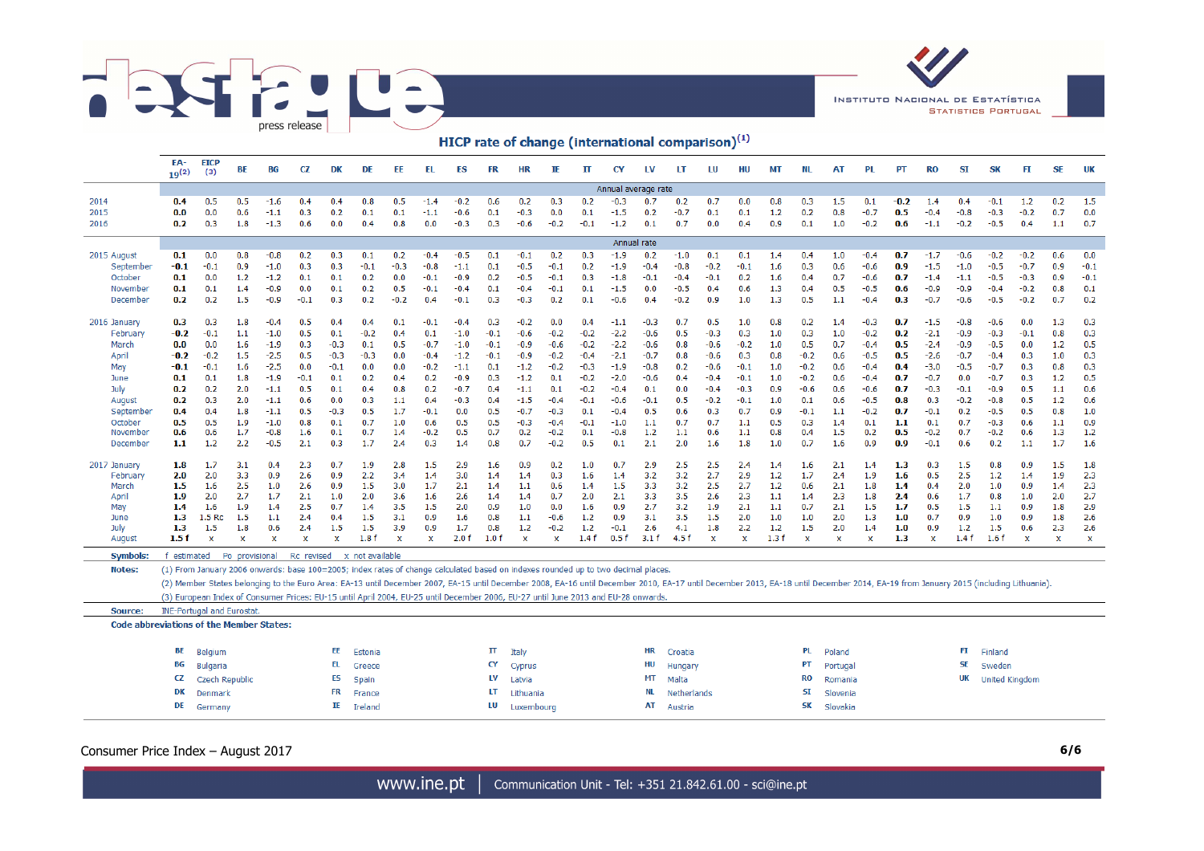## HICP rate of change (international comparison)[1]

| | EA-19[2] | EICP[3] | BE | BG | CZ | DK | DE | EE | EL | ES | FR | HR | IE | IT | CY | LV | LT | LU | HU | MT | NL | AT | PL | PT | RO | SI | SK | FI | SE | UK |
|---|---|---|---|---|---|---|---|---|---|---|---|---|---|---|---|---|---|---|---|---|---|---|---|---|---|---|---|---|---|---|
| | Annual average rate | | | | | | | | | | | | | | | | | | | | | | | | | | | | | |
| 2014 | **0.4** | 0.5 | 0.5 | -1.6 | 0.4 | 0.4 | 0.8 | 0.5 | -1.4 | -0.2 | 0.6 | 0.2 | 0.3 | 0.2 | -0.3 | 0.7 | 0.2 | 0.7 | 0.0 | 0.8 | 0.3 | 1.5 | 0.1 | **-0.2** | 1.4 | 0.4 | -0.1 | 1.2 | 0.2 | 1.5 |
| 2015 | **0.0** | 0.0 | 0.6 | -1.1 | 0.3 | 0.2 | 0.1 | 0.1 | -1.1 | -0.6 | 0.1 | -0.3 | 0.0 | 0.1 | -1.5 | 0.2 | -0.7 | 0.1 | 0.1 | 1.2 | 0.2 | 0.8 | -0.7 | **0.5** | -0.4 | -0.8 | -0.3 | -0.2 | 0.7 | 0.0 |
| 2016 | **0.2** | 0.3 | 1.8 | -1.3 | 0.6 | 0.0 | 0.4 | 0.8 | 0.0 | -0.3 | 0.3 | -0.6 | -0.2 | -0.1 | -1.2 | 0.1 | 0.7 | 0.0 | 0.4 | 0.9 | 0.1 | 1.0 | -0.2 | **0.6** | -1.1 | -0.2 | -0.5 | 0.4 | 1.1 | 0.7 |
| | Annual rate | | | | | | | | | | | | | | | | | | | | | | | | | | | | | |
| 2015 August | **0.1** | 0.0 | 0.8 | -0.8 | 0.2 | 0.3 | 0.1 | 0.2 | -0.4 | -0.5 | 0.1 | -0.1 | 0.2 | 0.3 | -1.9 | 0.2 | -1.0 | 0.1 | 0.1 | 1.4 | 0.4 | 1.0 | -0.4 | **0.7** | -1.7 | -0.6 | -0.2 | -0.2 | 0.6 | 0.0 |
| September | **-0.1** | -0.1 | 0.9 | -1.0 | 0.3 | 0.3 | -0.1 | -0.3 | -0.8 | -1.1 | 0.1 | -0.5 | -0.1 | 0.2 | -1.9 | -0.4 | -0.8 | -0.2 | -0.1 | 1.6 | 0.3 | 0.6 | -0.6 | **0.9** | -1.5 | -1.0 | -0.5 | -0.7 | 0.9 | -0.1 |
| October | **0.1** | 0.0 | 1.2 | -1.2 | 0.1 | 0.1 | 0.2 | 0.0 | -0.1 | -0.9 | 0.2 | -0.5 | -0.1 | 0.3 | -1.8 | -0.1 | -0.4 | -0.1 | 0.2 | 1.6 | 0.4 | 0.7 | -0.6 | **0.7** | -1.4 | -1.1 | -0.5 | -0.3 | 0.9 | -0.1 |
| November | **0.1** | 0.1 | 1.4 | -0.9 | 0.0 | 0.1 | 0.2 | 0.5 | -0.1 | -0.4 | 0.1 | -0.4 | -0.1 | 0.1 | -1.5 | 0.0 | -0.5 | 0.4 | 0.6 | 1.3 | 0.4 | 0.5 | -0.5 | **0.6** | -0.9 | -0.9 | -0.4 | -0.2 | 0.8 | 0.1 |
| December | **0.2** | 0.2 | 1.5 | -0.9 | -0.1 | 0.3 | 0.2 | -0.2 | 0.4 | -0.1 | 0.3 | -0.3 | 0.2 | 0.1 | -0.6 | 0.4 | -0.2 | 0.9 | 1.0 | 1.3 | 0.5 | 1.1 | -0.4 | **0.3** | -0.7 | -0.6 | -0.5 | -0.2 | 0.7 | 0.2 |
| 2016 January | **0.3** | 0.3 | 1.8 | -0.4 | 0.5 | 0.4 | 0.4 | 0.1 | -0.1 | -0.4 | 0.3 | -0.2 | 0.0 | 0.4 | -1.1 | -0.3 | 0.7 | 0.5 | 1.0 | 0.8 | 0.2 | 1.4 | -0.4 | **0.7** | -1.5 | -0.8 | -0.6 | 0.0 | 1.3 | 0.3 |
| February | **-0.2** | -0.1 | 1.1 | -1.0 | 0.5 | 0.1 | -0.2 | 0.4 | 0.1 | -1.0 | -0.1 | -0.6 | -0.2 | -0.2 | -2.2 | -0.6 | 0.5 | -0.3 | 0.3 | 1.0 | 0.3 | 1.0 | -0.2 | **0.2** | -2.1 | -0.9 | -0.3 | -0.1 | 0.8 | 0.3 |
| March | **0.0** | 0.0 | 1.6 | -1.9 | 0.3 | -0.3 | 0.1 | 0.5 | -0.7 | -1.0 | -0.1 | -0.9 | -0.6 | -0.2 | -2.2 | -0.6 | 0.8 | -0.6 | -0.2 | 1.0 | 0.5 | 0.7 | -0.4 | **0.5** | -2.4 | -0.9 | -0.5 | 0.0 | 1.2 | 0.5 |
| April | **-0.2** | -0.2 | 1.5 | -2.5 | 0.5 | -0.3 | -0.3 | 0.0 | -0.4 | -1.2 | -0.1 | -0.9 | -0.2 | -0.4 | -2.1 | -0.7 | 0.8 | -0.6 | 0.3 | 0.8 | -0.2 | 0.6 | -0.5 | **0.5** | -2.6 | -0.7 | -0.4 | 0.3 | 1.0 | 0.3 |
| May | **-0.1** | -0.1 | 1.6 | -2.5 | 0.0 | -0.1 | 0.0 | 0.0 | -0.2 | -1.1 | 0.1 | -1.2 | -0.2 | -0.3 | -1.9 | -0.8 | 0.2 | -0.6 | -0.1 | 1.0 | -0.2 | 0.6 | -0.4 | **0.4** | -3.0 | -0.5 | -0.7 | 0.3 | 0.8 | 0.3 |
| June | **0.1** | 0.1 | 1.8 | -1.9 | -0.1 | 0.1 | 0.2 | 0.4 | 0.2 | -0.9 | 0.3 | -1.2 | 0.1 | -0.2 | -2.0 | -0.6 | 0.4 | -0.4 | -0.1 | 1.0 | -0.2 | 0.6 | -0.4 | **0.7** | -0.7 | 0.0 | -0.7 | 0.3 | 1.2 | 0.5 |
| July | **0.2** | 0.2 | 2.0 | -1.1 | 0.5 | 0.1 | 0.4 | 0.8 | 0.2 | -0.7 | 0.4 | -1.1 | 0.1 | -0.2 | -0.4 | 0.1 | 0.0 | -0.4 | -0.3 | 0.9 | -0.6 | 0.6 | -0.6 | **0.7** | -0.3 | -0.1 | -0.9 | 0.5 | 1.1 | 0.6 |
| August | **0.2** | 0.3 | 2.0 | -1.1 | 0.6 | 0.0 | 0.3 | 1.1 | 0.4 | -0.3 | 0.4 | -1.5 | -0.4 | -0.1 | -0.6 | -0.1 | 0.5 | -0.2 | -0.1 | 1.0 | 0.1 | 0.6 | -0.5 | **0.8** | 0.3 | -0.2 | -0.8 | 0.5 | 1.2 | 0.6 |
| September | **0.4** | 0.4 | 1.8 | -1.1 | 0.5 | -0.3 | 0.5 | 1.7 | -0.1 | 0.0 | 0.5 | -0.7 | -0.3 | 0.1 | -0.4 | 0.5 | 0.6 | 0.3 | 0.7 | 0.9 | -0.1 | 1.1 | -0.2 | **0.7** | -0.1 | 0.2 | -0.5 | 0.5 | 0.8 | 1.0 |
| October | **0.5** | 0.5 | 1.9 | -1.0 | 0.8 | 0.1 | 0.7 | 1.0 | 0.6 | 0.5 | 0.5 | -0.3 | -0.4 | -0.1 | -1.0 | 1.1 | 0.7 | 0.7 | 1.1 | 0.5 | 0.3 | 1.4 | 0.1 | **1.1** | 0.1 | 0.7 | -0.3 | 0.6 | 1.1 | 0.9 |
| November | **0.6** | 0.6 | 1.7 | -0.8 | 1.6 | 0.1 | 0.7 | 1.4 | -0.2 | 0.5 | 0.7 | 0.2 | -0.2 | 0.1 | -0.8 | 1.2 | 1.1 | 0.6 | 1.1 | 0.8 | 0.4 | 1.5 | 0.2 | **0.5** | -0.2 | 0.7 | -0.2 | 0.6 | 1.3 | 1.2 |
| December | **1.1** | 1.2 | 2.2 | -0.5 | 2.1 | 0.3 | 1.7 | 2.4 | 0.3 | 1.4 | 0.8 | 0.7 | -0.2 | 0.5 | 0.1 | 2.1 | 2.0 | 1.6 | 1.8 | 1.0 | 0.7 | 1.6 | 0.9 | **0.9** | -0.1 | 0.6 | 0.2 | 1.1 | 1.7 | 1.6 |
| 2017 January | **1.8** | 1.7 | 3.1 | 0.4 | 2.3 | 0.7 | 1.9 | 2.8 | 1.5 | 2.9 | 1.6 | 0.9 | 0.2 | 1.0 | 0.7 | 2.9 | 2.5 | 2.5 | 2.4 | 1.4 | 1.6 | 2.1 | 1.4 | **1.3** | 0.3 | 1.5 | 0.8 | 0.9 | 1.5 | 1.8 |
| February | **2.0** | 2.0 | 3.3 | 0.9 | 2.6 | 0.9 | 2.2 | 3.4 | 1.4 | 3.0 | 1.4 | 1.4 | 0.3 | 1.6 | 1.4 | 3.2 | 3.2 | 2.7 | 2.9 | 1.2 | 1.7 | 2.4 | 1.9 | **1.6** | 0.5 | 2.5 | 1.2 | 1.4 | 1.9 | 2.3 |
| March | **1.5** | 1.6 | 2.5 | 1.0 | 2.6 | 0.9 | 1.5 | 3.0 | 1.7 | 2.1 | 1.4 | 1.1 | 0.6 | 1.4 | 1.5 | 3.3 | 3.2 | 2.5 | 2.7 | 1.2 | 0.6 | 2.1 | 1.8 | **1.4** | 0.4 | 2.0 | 1.0 | 0.9 | 1.4 | 2.3 |
| April | **1.9** | 2.0 | 2.7 | 1.7 | 2.1 | 1.0 | 2.0 | 3.6 | 1.6 | 2.6 | 1.4 | 1.4 | 0.7 | 2.0 | 2.1 | 3.3 | 3.5 | 2.6 | 2.3 | 1.1 | 1.4 | 2.3 | 1.8 | **2.4** | 0.6 | 1.7 | 0.8 | 1.0 | 2.0 | 2.7 |
| May | **1.4** | 1.6 | 1.9 | 1.4 | 2.5 | 0.7 | 1.4 | 3.5 | 1.5 | 2.0 | 0.9 | 1.0 | 0.0 | 1.6 | 0.9 | 2.7 | 3.2 | 1.9 | 2.1 | 1.1 | 0.7 | 2.1 | 1.5 | **1.7** | 0.5 | 1.5 | 1.1 | 0.9 | 1.8 | 2.9 |
| June | **1.3** | 1.5 Rc | 1.5 | 1.1 | 2.4 | 0.4 | 1.5 | 3.1 | 0.9 | 1.6 | 0.8 | 1.1 | -0.6 | 1.2 | 0.9 | 3.1 | 3.5 | 1.5 | 2.0 | 1.0 | 1.0 | 2.0 | 1.3 | **1.0** | 0.7 | 0.9 | 1.0 | 0.9 | 1.8 | 2.6 |
| July | **1.3** | 1.5 | 1.8 | 0.6 | 2.4 | 1.5 | 1.5 | 3.9 | 0.9 | 1.7 | 0.8 | 1.2 | -0.2 | 1.2 | -0.1 | 2.6 | 4.1 | 1.8 | 2.2 | 1.2 | 1.5 | 2.0 | 1.4 | **1.0** | 0.9 | 1.2 | 1.5 | 0.6 | 2.3 | 2.6 |
| August | **1.5 f** | x | x | x | x | x | 1.8 f | x | x | 2.0 f | 1.0 f | x | x | 1.4 f | 0.5 f | 3.1 f | 4.5 f | x | x | 1.3 f | x | x | x | **1.3** | x | 1.4 f | 1.6 f | x | x | x |

**Symbols:** f estimated Po provisional Rc revised x not available

**Notes:** (1) From January 2006 onwards: base 100=2005; index rates of change calculated based on indexes rounded up to two decimal places.

(2) Member States belonging to the Euro Area: EA-13 until December 2007, EA-15 until December 2008, EA-16 until December 2010, EA-17 until December 2013, EA-18 until December 2014, EA-19 from January 2015 (including Lithuania).

(3) European Index of Consumer Prices: EU-15 until April 2004, EU-25 until December 2006, EU-27 until June 2013 and EU-28 onwards.

**Source:** INE-Portugal and Eurostat.

**Code abbreviations of the Member States:**

| | | | | | | | | | | | |
|---|---|---|---|---|---|---|---|---|---|---|---|
| BE | Belgium | EE | Estonia | IT | Italy | HR | Croatia | PL | Poland | FI | Finland |
| BG | Bulgaria | EL | Greece | CY | Cyprus | HU | Hungary | PT | Portugal | SE | Sweden |
| CZ | Czech Republic | ES | Spain | LV | Latvia | MT | Malta | RO | Romania | UK | United Kingdom |
| DK | Denmark | FR | France | LT | Lithuania | NL | Netherlands | SI | Slovenia | | |
| DE | Germany | IE | Ireland | LU | Luxembourg | AT | Austria | SK | Slovakia | | |